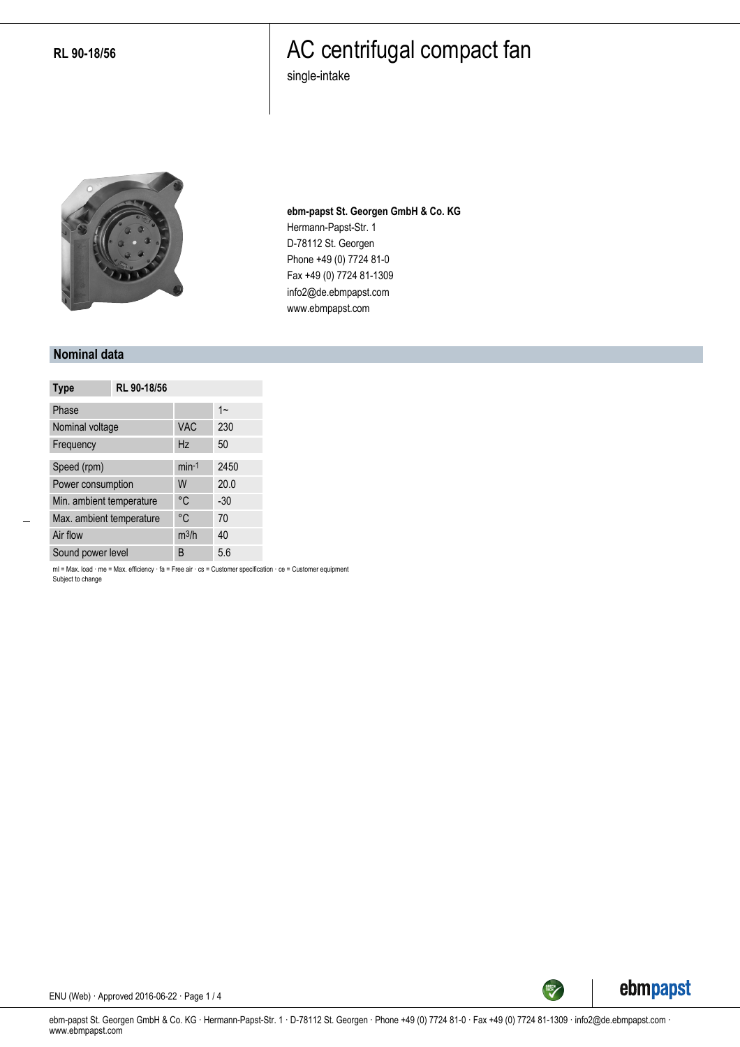RL 90-18/56

# AC centrifugal compact fan

single-intake

**ebm-papst St. Georgen GmbH & Co. KG**
Hermann-Papst-Str. 1
D-78112 St. Georgen
Phone +49 (0) 7724 81-0
Fax +49 (0) 7724 81-1309
info2@de.ebmpapst.com
www.ebmpapst.com

## Nominal data

| Type | | RL 90-18/56 |
|---|---|---|
| Phase | | 1~ |
| Nominal voltage | VAC | 230 |
| Frequency | Hz | 50 |
| Speed (rpm) | $min^{-1}$ | 2450 |
| Power consumption | W | 20.0 |
| Min. ambient temperature | °C | -30 |
| Max. ambient temperature | °C | 70 |
| Air flow | $m^3/h$ | 40 |
| Sound power level | B | 5.6 |

ml = Max. load · me = Max. efficiency · fa = Free air · cs = Customer specification · ce = Customer equipment
Subject to change

ENU (Web) · Approved 2016-06-22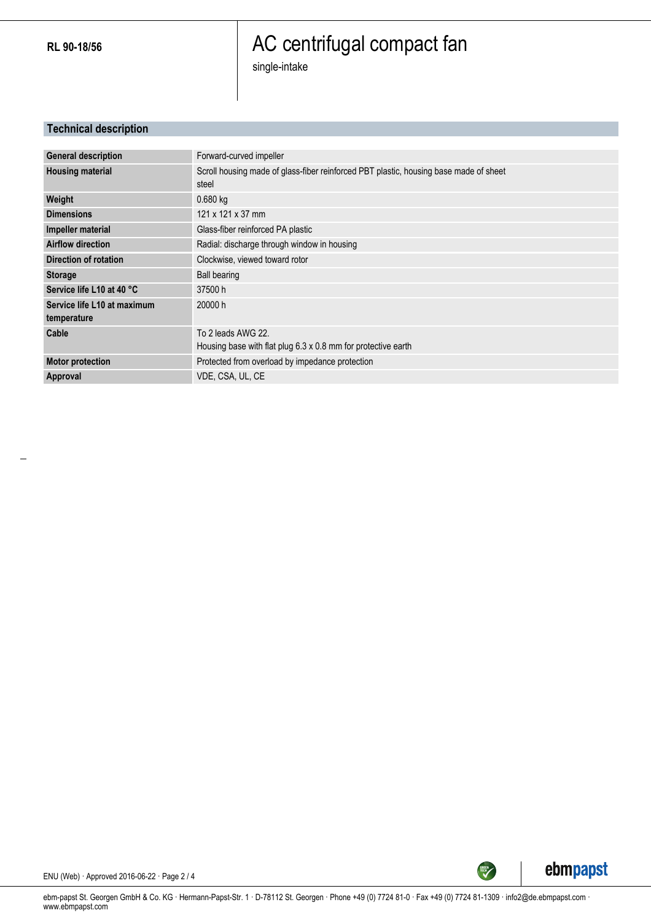RL 90-18/56

# AC centrifugal compact fan

single-intake

## Technical description

| | |
|---|---|
| **General description** | Forward-curved impeller |
| **Housing material** | Scroll housing made of glass-fiber reinforced PBT plastic, housing base made of sheet steel |
| **Weight** | 0.680 kg |
| **Dimensions** | 121 x 121 x 37 mm |
| **Impeller material** | Glass-fiber reinforced PA plastic |
| **Airflow direction** | Radial: discharge through window in housing |
| **Direction of rotation** | Clockwise, viewed toward rotor |
| **Storage** | Ball bearing |
| **Service life L10 at 40 °C** | 37500 h |
| **Service life L10 at maximum temperature** | 20000 h |
| **Cable** | To 2 leads AWG 22.<br>Housing base with flat plug 6.3 x 0.8 mm for protective earth |
| **Motor protection** | Protected from overload by impedance protection |
| **Approval** | VDE, CSA, UL, CE |

ENU (Web) · Approved 2016-06-22

ebm-papst St. Georgen GmbH & Co. KG · Hermann-Papst-Str. 1 · D-78112 St. Georgen · Phone +49 (0) 7724 81-0 · Fax +49 (0) 7724 81-1309 · info2@de.ebmpapst.com · www.ebmpapst.com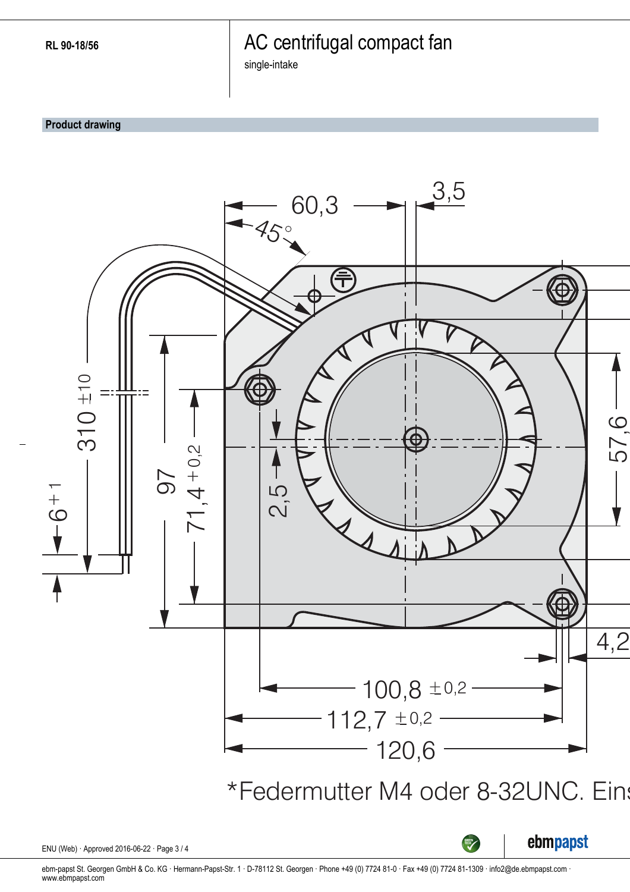RL 90-18/56

# AC centrifugal compact fan

single-intake

## Product drawing

60,3

3,5

45°

310 ±10

6 +1

97

71,4 +0,2

2,5

57,6

4,2

100,8 ±0,2

112,7 ±0,2

120,6

*Federmutter M4 oder 8-32UNC. Eins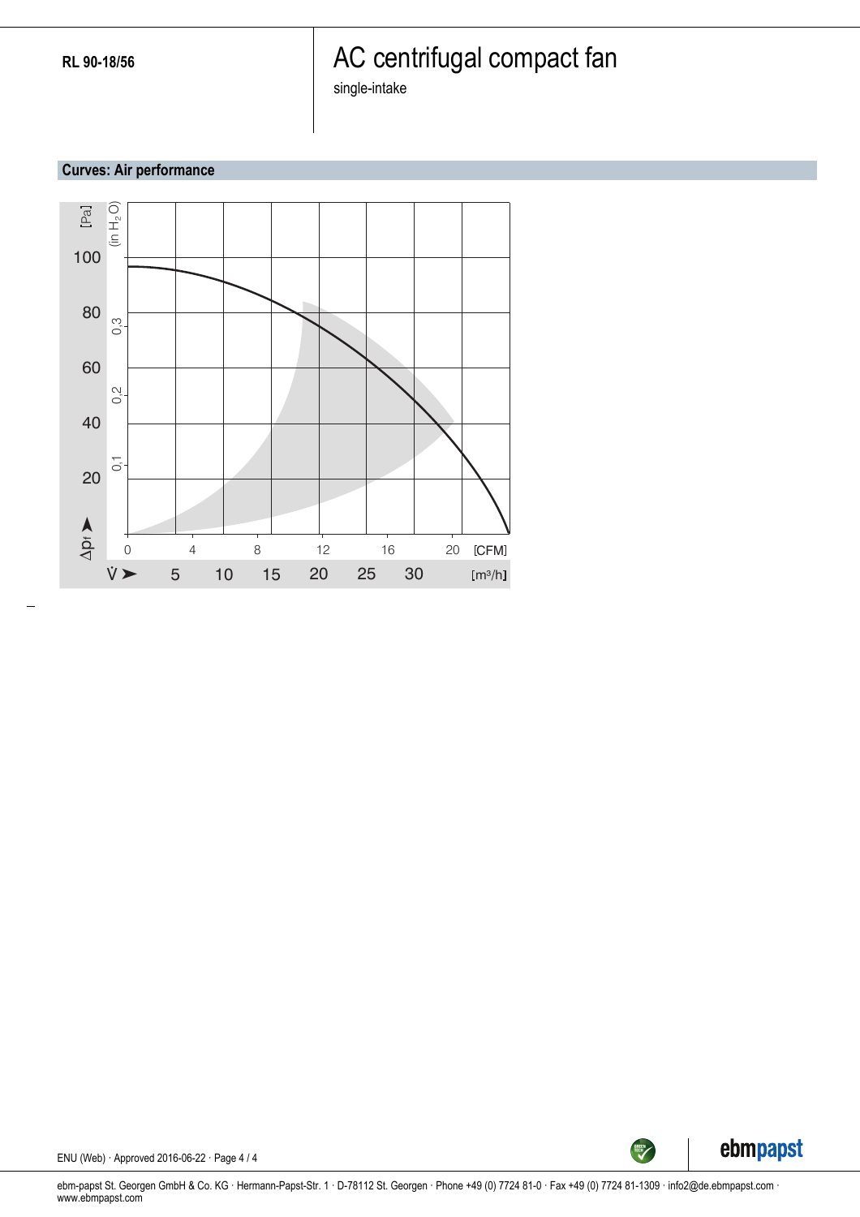RL 90-18/56

# AC centrifugal compact fan

single-intake

## Curves: Air performance

[Pa]
(in $H_2O$)
100
80
60
40
20
0,3
0,2
0,1
$\Delta p_f$

0
4
8
12
16
20
[CFM]

$\dot{V}$
5
10
15
20
25
30
[m³/h]